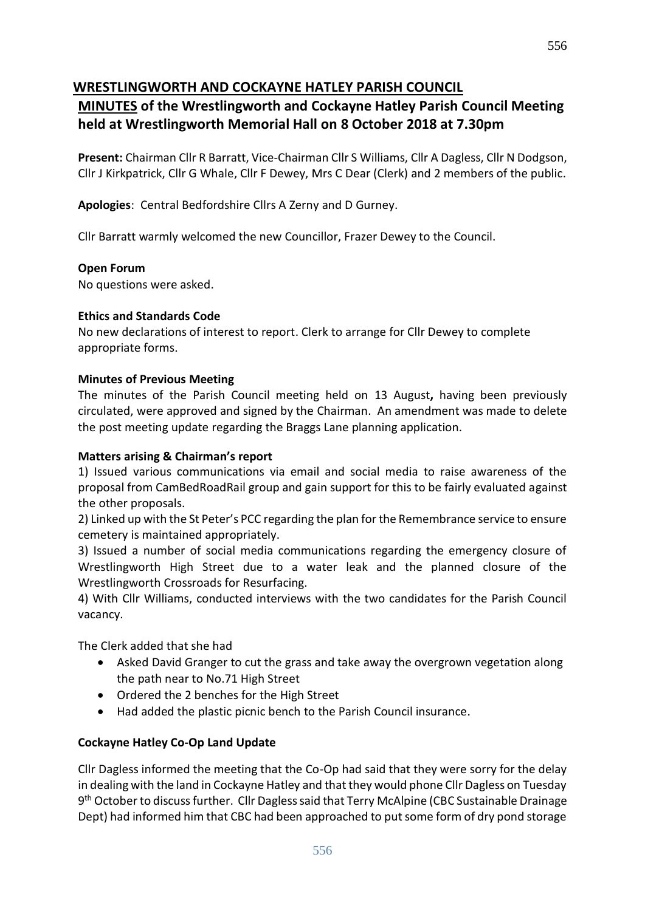# WRESTLINGWORTH AND COCKAYNE HATLEY PARISH COUNCIL

## MINUTES of the Wrestlingworth and Cockayne Hatley Parish Council Meeting held at Wrestlingworth Memorial Hall on 8 October 2018 at 7.30pm

**Present:** Chairman Cllr R Barratt, Vice-Chairman Cllr S Williams, Cllr A Dagless, Cllr N Dodgson, Cllr J Kirkpatrick, Cllr G Whale, Cllr F Dewey, Mrs C Dear (Clerk) and 2 members of the public.

**Apologies**: Central Bedfordshire Cllrs A Zerny and D Gurney.

Cllr Barratt warmly welcomed the new Councillor, Frazer Dewey to the Council.

**Open Forum**

No questions were asked.

**Ethics and Standards Code**

No new declarations of interest to report. Clerk to arrange for Cllr Dewey to complete appropriate forms.

**Minutes of Previous Meeting**

The minutes of the Parish Council meeting held on 13 August**,** having been previously circulated, were approved and signed by the Chairman. An amendment was made to delete the post meeting update regarding the Braggs Lane planning application.

**Matters arising & Chairman's report**

1) Issued various communications via email and social media to raise awareness of the proposal from CamBedRoadRail group and gain support for this to be fairly evaluated against the other proposals.

2) Linked up with the St Peter's PCC regarding the plan for the Remembrance service to ensure cemetery is maintained appropriately.

3) Issued a number of social media communications regarding the emergency closure of Wrestlingworth High Street due to a water leak and the planned closure of the Wrestlingworth Crossroads for Resurfacing.

4) With Cllr Williams, conducted interviews with the two candidates for the Parish Council vacancy.

The Clerk added that she had

- Asked David Granger to cut the grass and take away the overgrown vegetation along the path near to No.71 High Street
- Ordered the 2 benches for the High Street
- Had added the plastic picnic bench to the Parish Council insurance.

**Cockayne Hatley Co-Op Land Update**

Cllr Dagless informed the meeting that the Co-Op had said that they were sorry for the delay in dealing with the land in Cockayne Hatley and that they would phone Cllr Dagless on Tuesday 9th October to discuss further. Cllr Dagless said that Terry McAlpine (CBC Sustainable Drainage Dept) had informed him that CBC had been approached to put some form of dry pond storage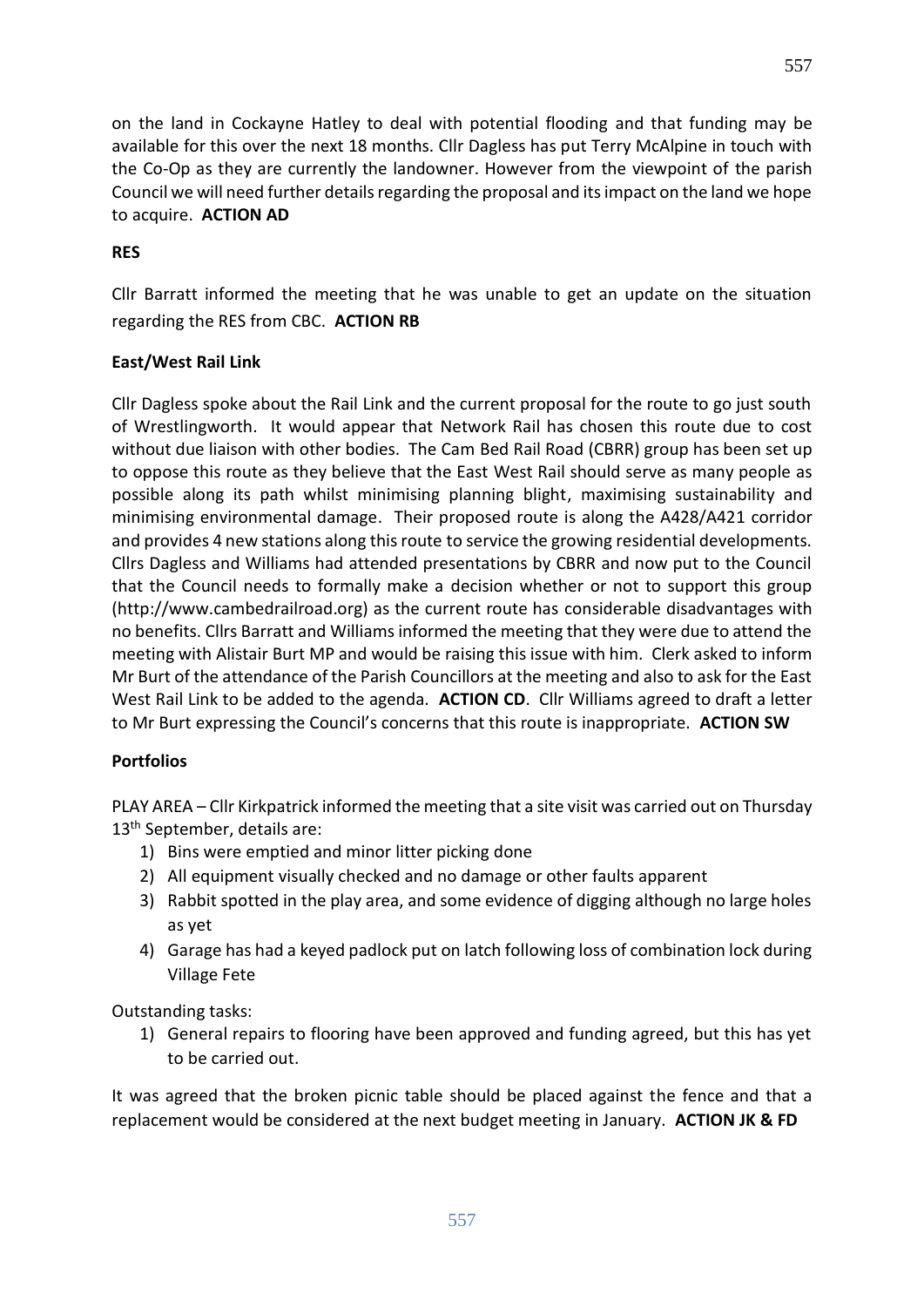on the land in Cockayne Hatley to deal with potential flooding and that funding may be available for this over the next 18 months. Cllr Dagless has put Terry McAlpine in touch with the Co-Op as they are currently the landowner. However from the viewpoint of the parish Council we will need further details regarding the proposal and its impact on the land we hope to acquire. **ACTION AD**

**RES**

Cllr Barratt informed the meeting that he was unable to get an update on the situation regarding the RES from CBC. **ACTION RB**

**East/West Rail Link**

Cllr Dagless spoke about the Rail Link and the current proposal for the route to go just south of Wrestlingworth. It would appear that Network Rail has chosen this route due to cost without due liaison with other bodies. The Cam Bed Rail Road (CBRR) group has been set up to oppose this route as they believe that the East West Rail should serve as many people as possible along its path whilst minimising planning blight, maximising sustainability and minimising environmental damage. Their proposed route is along the A428/A421 corridor and provides 4 new stations along this route to service the growing residential developments. Cllrs Dagless and Williams had attended presentations by CBRR and now put to the Council that the Council needs to formally make a decision whether or not to support this group (http://www.cambedrailroad.org) as the current route has considerable disadvantages with no benefits. Cllrs Barratt and Williams informed the meeting that they were due to attend the meeting with Alistair Burt MP and would be raising this issue with him. Clerk asked to inform Mr Burt of the attendance of the Parish Councillors at the meeting and also to ask for the East West Rail Link to be added to the agenda. **ACTION CD**. Cllr Williams agreed to draft a letter to Mr Burt expressing the Council's concerns that this route is inappropriate. **ACTION SW**

**Portfolios**

PLAY AREA – Cllr Kirkpatrick informed the meeting that a site visit was carried out on Thursday 13th September, details are:

1) Bins were emptied and minor litter picking done
2) All equipment visually checked and no damage or other faults apparent
3) Rabbit spotted in the play area, and some evidence of digging although no large holes as yet
4) Garage has had a keyed padlock put on latch following loss of combination lock during Village Fete

Outstanding tasks:

1) General repairs to flooring have been approved and funding agreed, but this has yet to be carried out.

It was agreed that the broken picnic table should be placed against the fence and that a replacement would be considered at the next budget meeting in January. **ACTION JK & FD**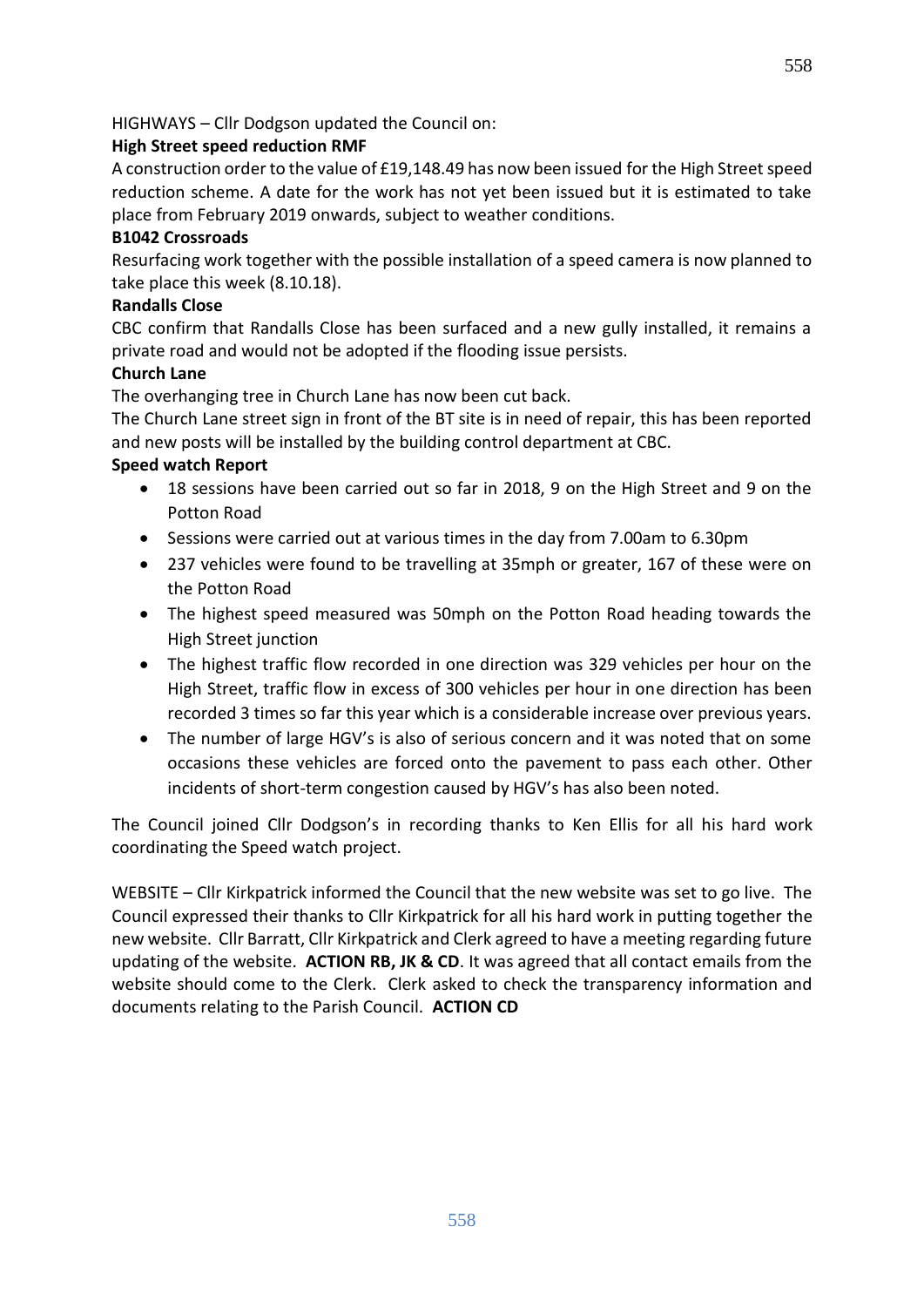HIGHWAYS – Cllr Dodgson updated the Council on:

**High Street speed reduction RMF**

A construction order to the value of £19,148.49 has now been issued for the High Street speed reduction scheme. A date for the work has not yet been issued but it is estimated to take place from February 2019 onwards, subject to weather conditions.

**B1042 Crossroads**

Resurfacing work together with the possible installation of a speed camera is now planned to take place this week (8.10.18).

**Randalls Close**

CBC confirm that Randalls Close has been surfaced and a new gully installed, it remains a private road and would not be adopted if the flooding issue persists.

**Church Lane**

The overhanging tree in Church Lane has now been cut back.

The Church Lane street sign in front of the BT site is in need of repair, this has been reported and new posts will be installed by the building control department at CBC.

**Speed watch Report**

- 18 sessions have been carried out so far in 2018, 9 on the High Street and 9 on the Potton Road
- Sessions were carried out at various times in the day from 7.00am to 6.30pm
- 237 vehicles were found to be travelling at 35mph or greater, 167 of these were on the Potton Road
- The highest speed measured was 50mph on the Potton Road heading towards the High Street junction
- The highest traffic flow recorded in one direction was 329 vehicles per hour on the High Street, traffic flow in excess of 300 vehicles per hour in one direction has been recorded 3 times so far this year which is a considerable increase over previous years.
- The number of large HGV's is also of serious concern and it was noted that on some occasions these vehicles are forced onto the pavement to pass each other. Other incidents of short-term congestion caused by HGV's has also been noted.

The Council joined Cllr Dodgson's in recording thanks to Ken Ellis for all his hard work coordinating the Speed watch project.

WEBSITE – Cllr Kirkpatrick informed the Council that the new website was set to go live. The Council expressed their thanks to Cllr Kirkpatrick for all his hard work in putting together the new website. Cllr Barratt, Cllr Kirkpatrick and Clerk agreed to have a meeting regarding future updating of the website. **ACTION RB, JK & CD**. It was agreed that all contact emails from the website should come to the Clerk. Clerk asked to check the transparency information and documents relating to the Parish Council. **ACTION CD**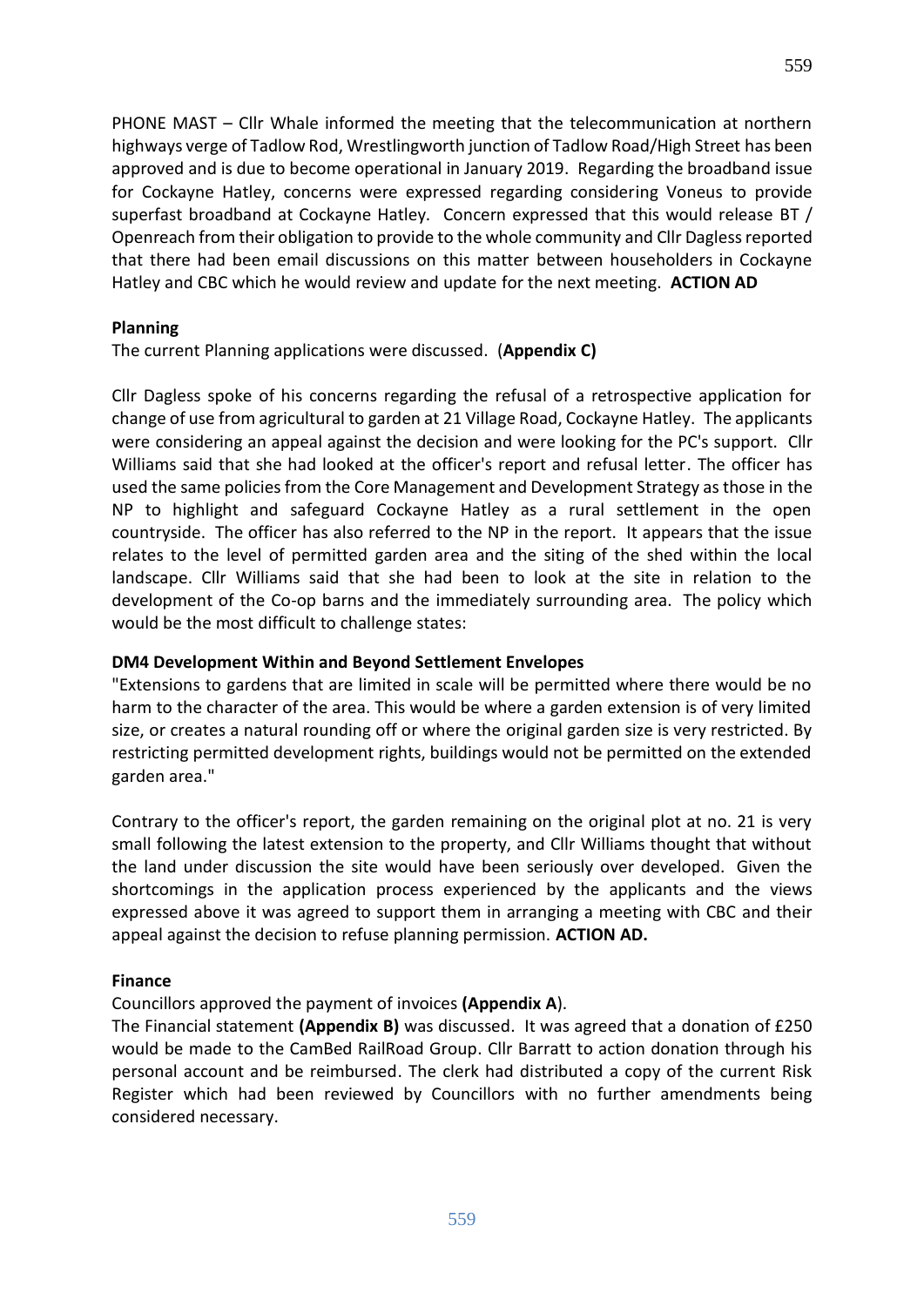PHONE MAST – Cllr Whale informed the meeting that the telecommunication at northern highways verge of Tadlow Rod, Wrestlingworth junction of Tadlow Road/High Street has been approved and is due to become operational in January 2019. Regarding the broadband issue for Cockayne Hatley, concerns were expressed regarding considering Voneus to provide superfast broadband at Cockayne Hatley. Concern expressed that this would release BT / Openreach from their obligation to provide to the whole community and Cllr Dagless reported that there had been email discussions on this matter between householders in Cockayne Hatley and CBC which he would review and update for the next meeting. **ACTION AD**

**Planning**

The current Planning applications were discussed. (**Appendix C)**

Cllr Dagless spoke of his concerns regarding the refusal of a retrospective application for change of use from agricultural to garden at 21 Village Road, Cockayne Hatley. The applicants were considering an appeal against the decision and were looking for the PC's support. Cllr Williams said that she had looked at the officer's report and refusal letter. The officer has used the same policies from the Core Management and Development Strategy as those in the NP to highlight and safeguard Cockayne Hatley as a rural settlement in the open countryside. The officer has also referred to the NP in the report. It appears that the issue relates to the level of permitted garden area and the siting of the shed within the local landscape. Cllr Williams said that she had been to look at the site in relation to the development of the Co-op barns and the immediately surrounding area. The policy which would be the most difficult to challenge states:

**DM4 Development Within and Beyond Settlement Envelopes**

"Extensions to gardens that are limited in scale will be permitted where there would be no harm to the character of the area. This would be where a garden extension is of very limited size, or creates a natural rounding off or where the original garden size is very restricted. By restricting permitted development rights, buildings would not be permitted on the extended garden area."

Contrary to the officer's report, the garden remaining on the original plot at no. 21 is very small following the latest extension to the property, and Cllr Williams thought that without the land under discussion the site would have been seriously over developed. Given the shortcomings in the application process experienced by the applicants and the views expressed above it was agreed to support them in arranging a meeting with CBC and their appeal against the decision to refuse planning permission. **ACTION AD.**

**Finance**

Councillors approved the payment of invoices **(Appendix A**).

The Financial statement **(Appendix B)** was discussed. It was agreed that a donation of £250 would be made to the CamBed RailRoad Group. Cllr Barratt to action donation through his personal account and be reimbursed. The clerk had distributed a copy of the current Risk Register which had been reviewed by Councillors with no further amendments being considered necessary.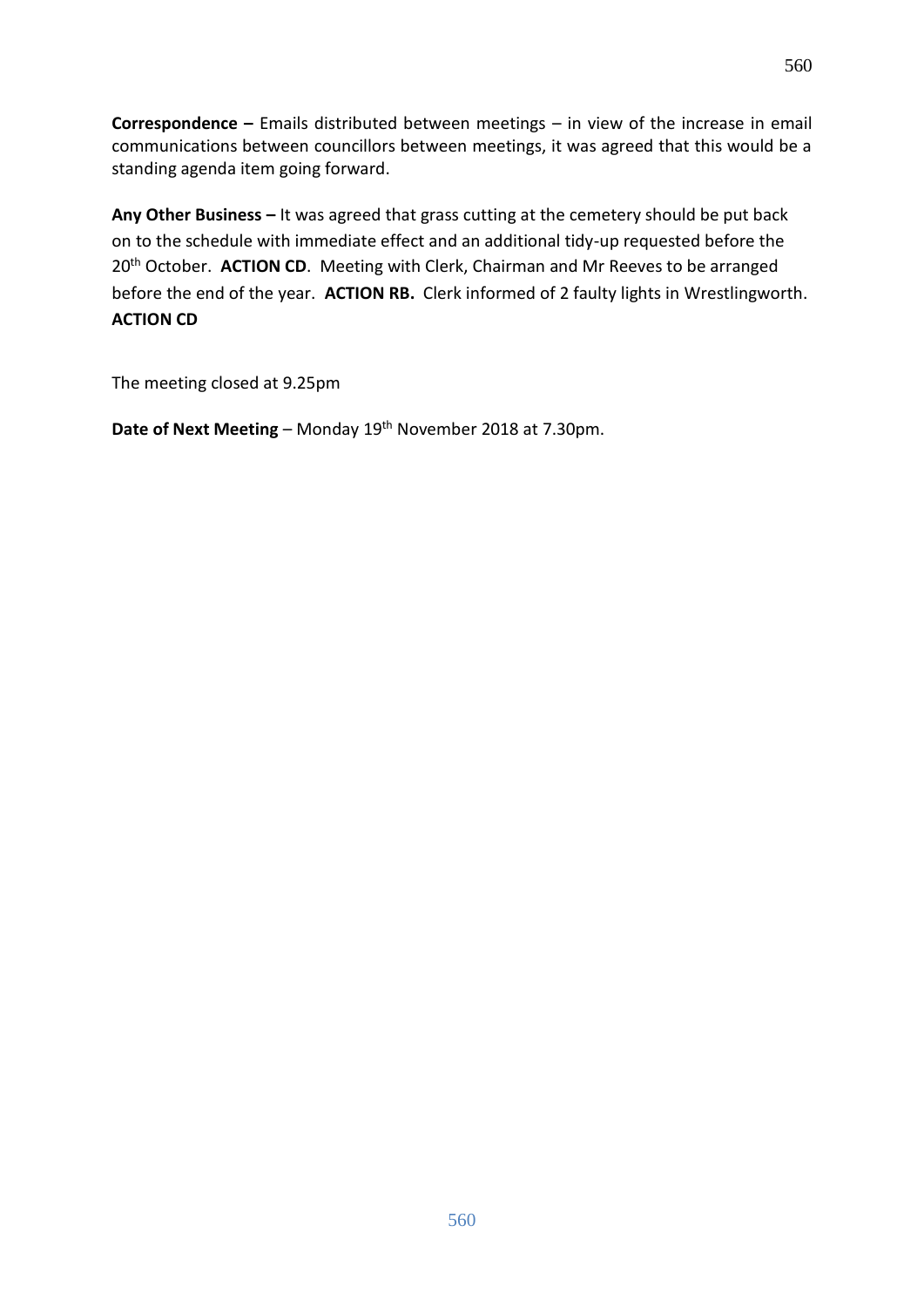**Correspondence –** Emails distributed between meetings – in view of the increase in email communications between councillors between meetings, it was agreed that this would be a standing agenda item going forward.

**Any Other Business –** It was agreed that grass cutting at the cemetery should be put back on to the schedule with immediate effect and an additional tidy-up requested before the 20th October. **ACTION CD**. Meeting with Clerk, Chairman and Mr Reeves to be arranged before the end of the year. **ACTION RB.** Clerk informed of 2 faulty lights in Wrestlingworth. **ACTION CD**

The meeting closed at 9.25pm

**Date of Next Meeting** – Monday 19th November 2018 at 7.30pm.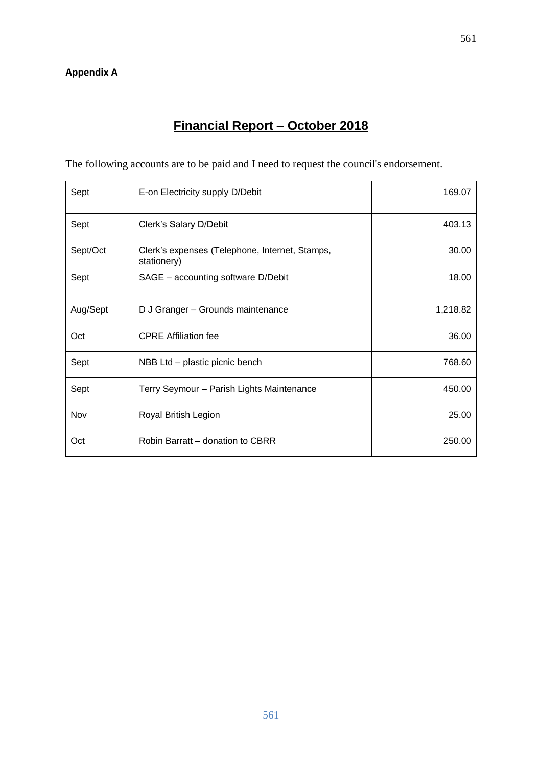**Appendix A**

# Financial Report – October 2018

The following accounts are to be paid and I need to request the council's endorsement.

| | | | |
|---|---|---|---|
| Sept | E-on Electricity supply D/Debit | | 169.07 |
| Sept | Clerk's Salary D/Debit | | 403.13 |
| Sept/Oct | Clerk's expenses (Telephone, Internet, Stamps, stationery) | | 30.00 |
| Sept | SAGE – accounting software D/Debit | | 18.00 |
| Aug/Sept | D J Granger – Grounds maintenance | | 1,218.82 |
| Oct | CPRE Affiliation fee | | 36.00 |
| Sept | NBB Ltd – plastic picnic bench | | 768.60 |
| Sept | Terry Seymour – Parish Lights Maintenance | | 450.00 |
| Nov | Royal British Legion | | 25.00 |
| Oct | Robin Barratt – donation to CBRR | | 250.00 |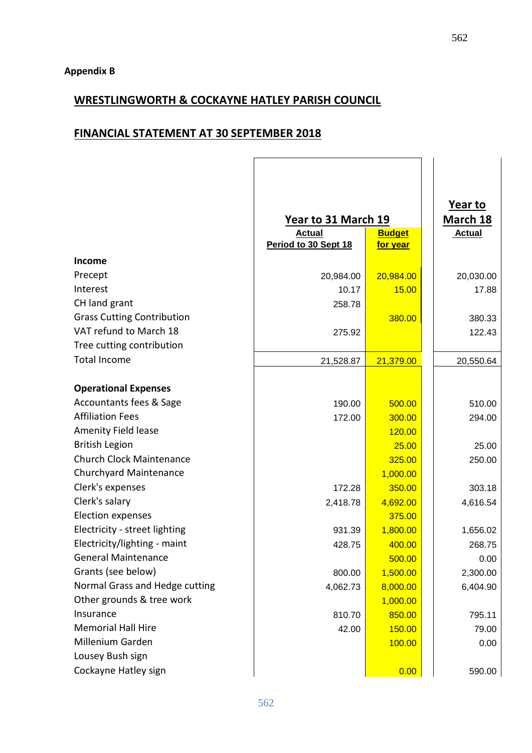Appendix B

## WRESTLINGWORTH & COCKAYNE HATLEY PARISH COUNCIL

## FINANCIAL STATEMENT AT 30 SEPTEMBER 2018

| | Year to 31 March 19 | | Year to March 18 |
|---|---|---|---|
| | Actual Period to 30 Sept 18 | Budget for year | Actual |
| **Income** | | | |
| Precept | 20,984.00 | 20,984.00 | 20,030.00 |
| Interest | 10.17 | 15.00 | 17.88 |
| CH land grant | 258.78 | | |
| Grass Cutting Contribution | | 380.00 | 380.33 |
| VAT refund to March 18 | 275.92 | | 122.43 |
| Tree cutting contribution | | | |
| Total Income | 21,528.87 | 21,379.00 | 20,550.64 |
| | | | |
| **Operational Expenses** | | | |
| Accountants fees & Sage | 190.00 | 500.00 | 510.00 |
| Affiliation Fees | 172.00 | 300.00 | 294.00 |
| Amenity Field lease | | 120.00 | |
| British Legion | | 25.00 | 25.00 |
| Church Clock Maintenance | | 325.00 | 250.00 |
| Churchyard Maintenance | | 1,000.00 | |
| Clerk's expenses | 172.28 | 350.00 | 303.18 |
| Clerk's salary | 2,418.78 | 4,692.00 | 4,616.54 |
| Election expenses | | 375.00 | |
| Electricity - street lighting | 931.39 | 1,800.00 | 1,656.02 |
| Electricity/lighting - maint | 428.75 | 400.00 | 268.75 |
| General Maintenance | | 500.00 | 0.00 |
| Grants (see below) | 800.00 | 1,500.00 | 2,300.00 |
| Normal Grass and Hedge cutting | 4,062.73 | 8,000.00 | 6,404.90 |
| Other grounds & tree work | | 1,000.00 | |
| Insurance | 810.70 | 850.00 | 795.11 |
| Memorial Hall Hire | 42.00 | 150.00 | 79.00 |
| Millenium Garden | | 100.00 | 0.00 |
| Lousey Bush sign | | | |
| Cockayne Hatley sign | | 0.00 | 590.00 |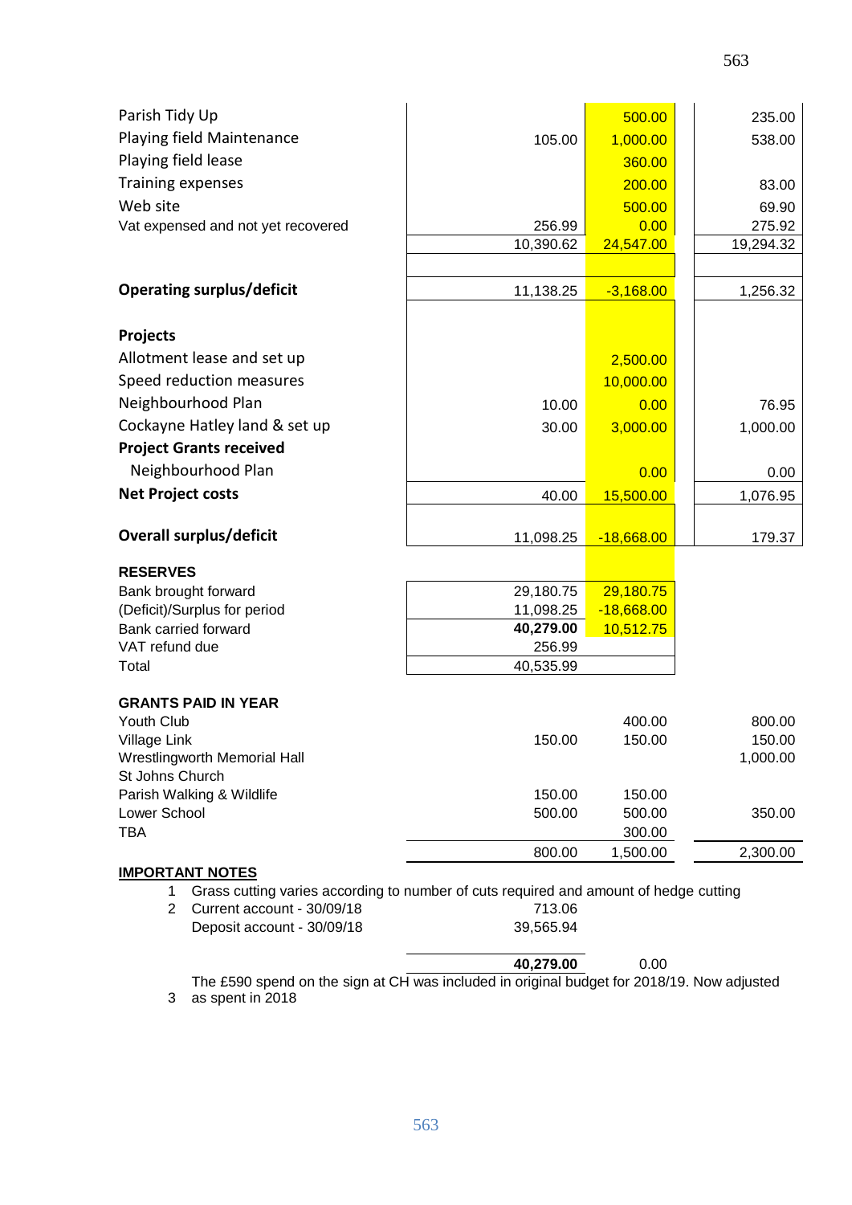| | | | |
|---|---|---|---|
| Parish Tidy Up | | 500.00 | 235.00 |
| Playing field Maintenance | 105.00 | 1,000.00 | 538.00 |
| Playing field lease | | 360.00 | |
| Training expenses | | 200.00 | 83.00 |
| Web site | | 500.00 | 69.90 |
| Vat expensed and not yet recovered | 256.99 | 0.00 | 275.92 |
| | 10,390.62 | 24,547.00 | 19,294.32 |
| **Operating surplus/deficit** | 11,138.25 | -3,168.00 | 1,256.32 |
| **Projects** | | | |
| Allotment lease and set up | | 2,500.00 | |
| Speed reduction measures | | 10,000.00 | |
| Neighbourhood Plan | 10.00 | 0.00 | 76.95 |
| Cockayne Hatley land & set up | 30.00 | 3,000.00 | 1,000.00 |
| **Project Grants received** | | | |
| Neighbourhood Plan | | 0.00 | 0.00 |
| **Net Project costs** | 40.00 | 15,500.00 | 1,076.95 |
| **Overall surplus/deficit** | 11,098.25 | -18,668.00 | 179.37 |

| **RESERVES** | | |
|---|---|---|
| Bank brought forward | 29,180.75 | 29,180.75 |
| (Deficit)/Surplus for period | 11,098.25 | -18,668.00 |
| Bank carried forward | **40,279.00** | 10,512.75 |
| VAT refund due | 256.99 | |
| Total | 40,535.99 | |

| **GRANTS PAID IN YEAR** | | | |
|---|---|---|---|
| Youth Club | | 400.00 | 800.00 |
| Village Link | 150.00 | 150.00 | 150.00 |
| Wrestlingworth Memorial Hall | | | 1,000.00 |
| St Johns Church | | | |
| Parish Walking & Wildlife | 150.00 | 150.00 | |
| Lower School | 500.00 | 500.00 | 350.00 |
| TBA | | 300.00 | |
| | 800.00 | 1,500.00 | 2,300.00 |

**IMPORTANT NOTES**

1. Grass cutting varies according to number of cuts required and amount of hedge cutting
2. Current account - 30/09/18 713.06
   Deposit account - 30/09/18 39,565.94

   **40,279.00** 0.00

3. The £590 spend on the sign at CH was included in original budget for 2018/19. Now adjusted as spent in 2018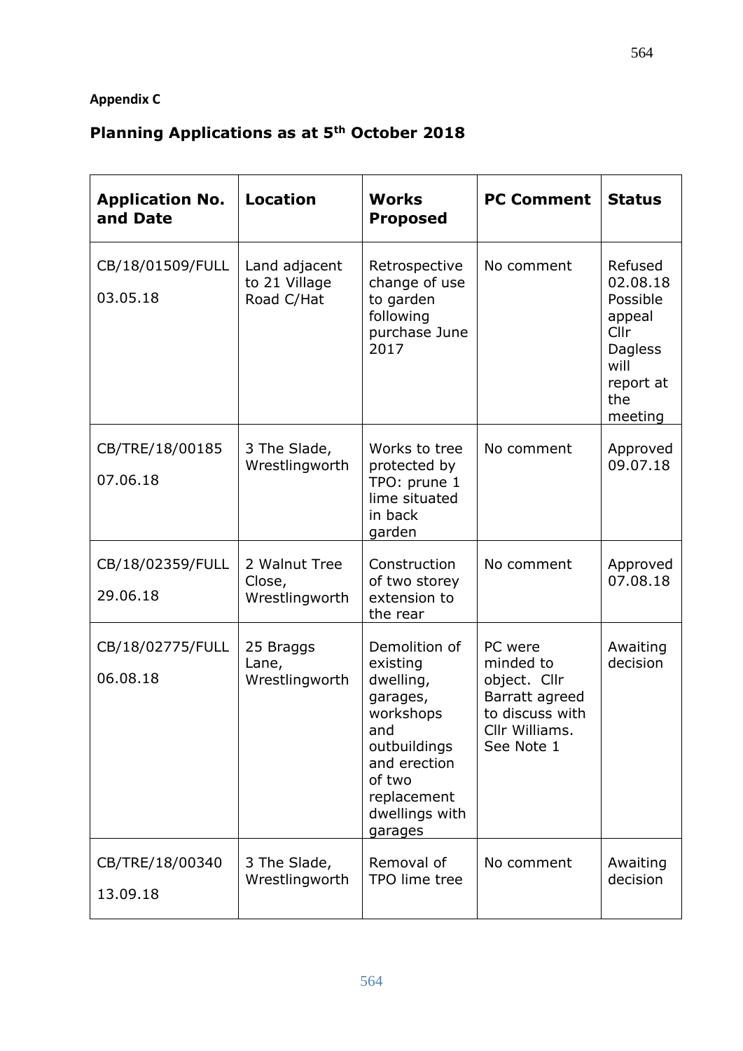**Appendix C**

## Planning Applications as at 5th October 2018

| Application No. and Date | Location | Works Proposed | PC Comment | Status |
|---|---|---|---|---|
| CB/18/01509/FULL 03.05.18 | Land adjacent to 21 Village Road C/Hat | Retrospective change of use to garden following purchase June 2017 | No comment | Refused 02.08.18 Possible appeal Cllr Dagless will report at the meeting |
| CB/TRE/18/00185 07.06.18 | 3 The Slade, Wrestlingworth | Works to tree protected by TPO: prune 1 lime situated in back garden | No comment | Approved 09.07.18 |
| CB/18/02359/FULL 29.06.18 | 2 Walnut Tree Close, Wrestlingworth | Construction of two storey extension to the rear | No comment | Approved 07.08.18 |
| CB/18/02775/FULL 06.08.18 | 25 Braggs Lane, Wrestlingworth | Demolition of existing dwelling, garages, workshops and outbuildings and erection of two replacement dwellings with garages | PC were minded to object. Cllr Barratt agreed to discuss with Cllr Williams. See Note 1 | Awaiting decision |
| CB/TRE/18/00340 13.09.18 | 3 The Slade, Wrestlingworth | Removal of TPO lime tree | No comment | Awaiting decision |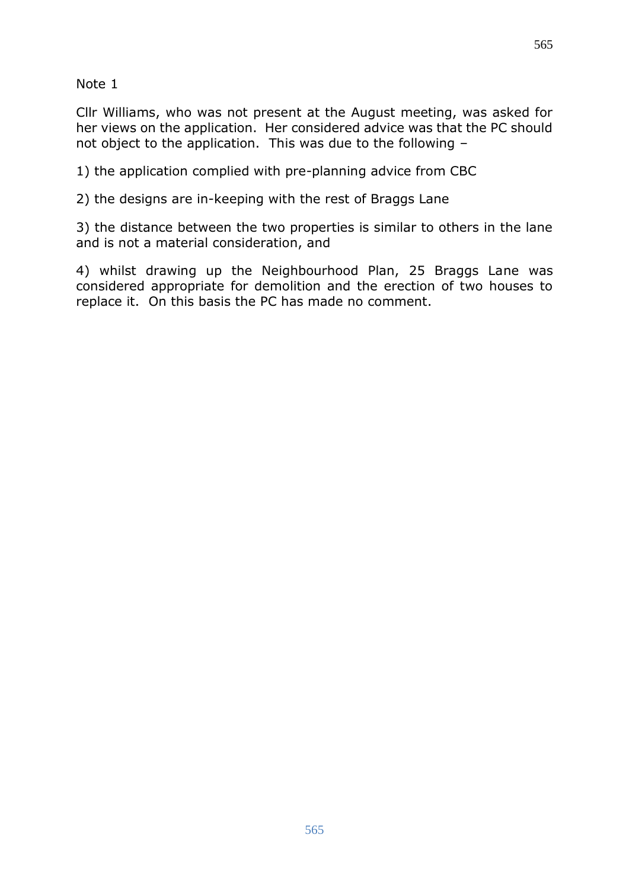Note 1

Cllr Williams, who was not present at the August meeting, was asked for her views on the application. Her considered advice was that the PC should not object to the application. This was due to the following –

1) the application complied with pre-planning advice from CBC

2) the designs are in-keeping with the rest of Braggs Lane

3) the distance between the two properties is similar to others in the lane and is not a material consideration, and

4) whilst drawing up the Neighbourhood Plan, 25 Braggs Lane was considered appropriate for demolition and the erection of two houses to replace it. On this basis the PC has made no comment.